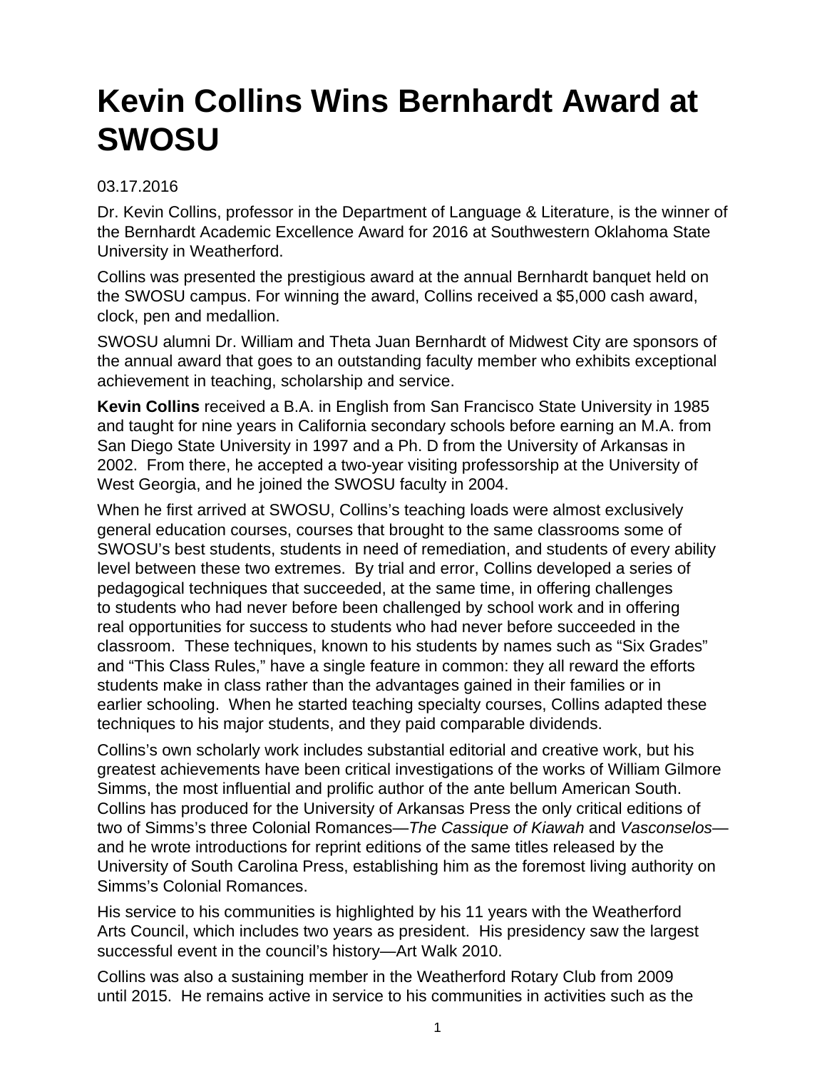# Kevin Collins Wins Bernhardt Award at SWOSU

03.17.2016

Dr. Kevin Collins, professor in the Department of Language & Literature, is the winner of the Bernhardt Academic Excellence Award for 2016 at Southwestern Oklahoma State University in Weatherford.

Collins was presented the prestigious award at the annual Bernhardt banquet held on the SWOSU campus. For winning the award, Collins received a $5,000 cash award, clock, pen and medallion.

SWOSU alumni Dr. William and Theta Juan Bernhardt of Midwest City are sponsors of the annual award that goes to an outstanding faculty member who exhibits exceptional achievement in teaching, scholarship and service.

**Kevin Collins** received a B.A. in English from San Francisco State University in 1985 and taught for nine years in California secondary schools before earning an M.A. from San Diego State University in 1997 and a Ph. D from the University of Arkansas in 2002. From there, he accepted a two-year visiting professorship at the University of West Georgia, and he joined the SWOSU faculty in 2004.

When he first arrived at SWOSU, Collins's teaching loads were almost exclusively general education courses, courses that brought to the same classrooms some of SWOSU's best students, students in need of remediation, and students of every ability level between these two extremes. By trial and error, Collins developed a series of pedagogical techniques that succeeded, at the same time, in offering challenges to students who had never before been challenged by school work and in offering real opportunities for success to students who had never before succeeded in the classroom. These techniques, known to his students by names such as "Six Grades" and "This Class Rules," have a single feature in common: they all reward the efforts students make in class rather than the advantages gained in their families or in earlier schooling. When he started teaching specialty courses, Collins adapted these techniques to his major students, and they paid comparable dividends.

Collins's own scholarly work includes substantial editorial and creative work, but his greatest achievements have been critical investigations of the works of William Gilmore Simms, the most influential and prolific author of the ante bellum American South. Collins has produced for the University of Arkansas Press the only critical editions of two of Simms's three Colonial Romances—*The Cassique of Kiawah* and *Vasconselos*—and he wrote introductions for reprint editions of the same titles released by the University of South Carolina Press, establishing him as the foremost living authority on Simms's Colonial Romances.

His service to his communities is highlighted by his 11 years with the Weatherford Arts Council, which includes two years as president. His presidency saw the largest successful event in the council's history—Art Walk 2010.

Collins was also a sustaining member in the Weatherford Rotary Club from 2009 until 2015. He remains active in service to his communities in activities such as the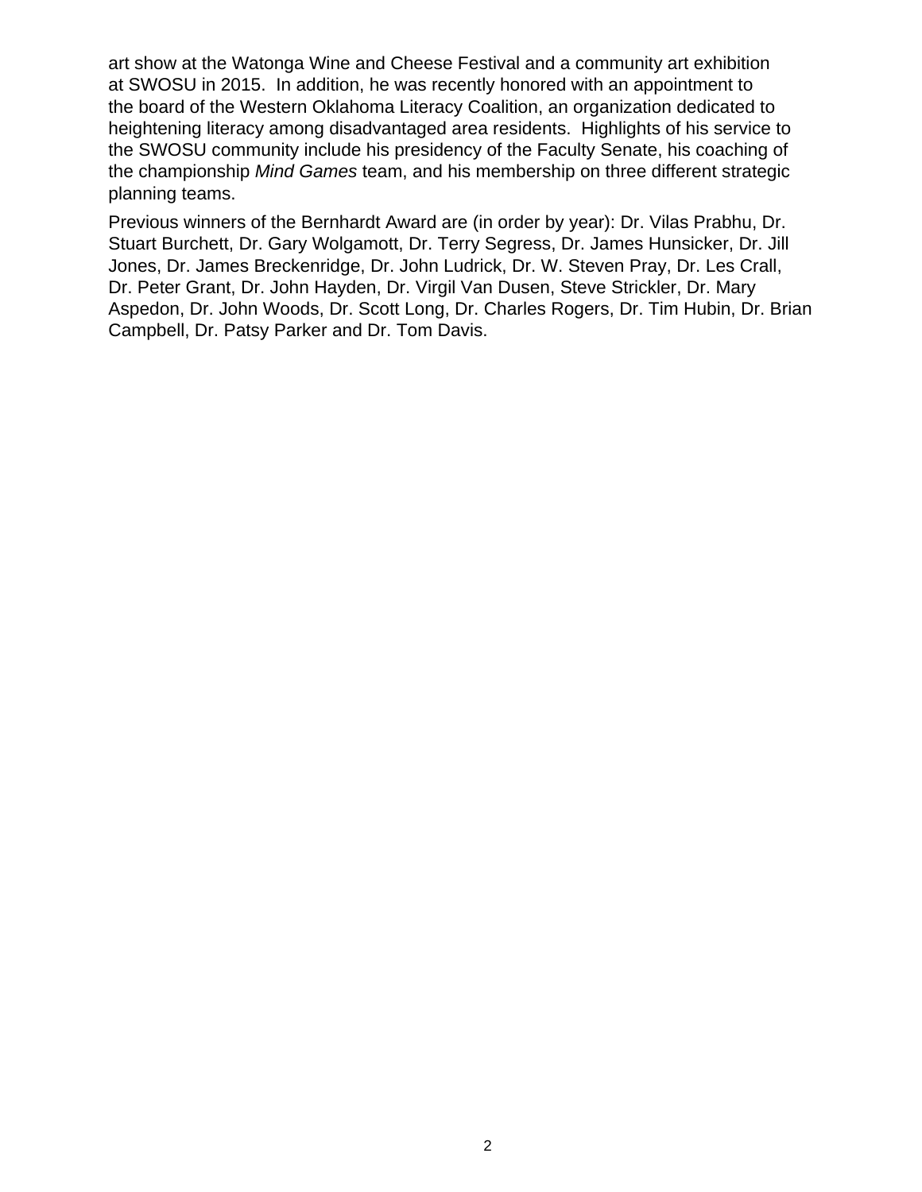art show at the Watonga Wine and Cheese Festival and a community art exhibition at SWOSU in 2015. In addition, he was recently honored with an appointment to the board of the Western Oklahoma Literacy Coalition, an organization dedicated to heightening literacy among disadvantaged area residents. Highlights of his service to the SWOSU community include his presidency of the Faculty Senate, his coaching of the championship *Mind Games* team, and his membership on three different strategic planning teams.

Previous winners of the Bernhardt Award are (in order by year): Dr. Vilas Prabhu, Dr. Stuart Burchett, Dr. Gary Wolgamott, Dr. Terry Segress, Dr. James Hunsicker, Dr. Jill Jones, Dr. James Breckenridge, Dr. John Ludrick, Dr. W. Steven Pray, Dr. Les Crall, Dr. Peter Grant, Dr. John Hayden, Dr. Virgil Van Dusen, Steve Strickler, Dr. Mary Aspedon, Dr. John Woods, Dr. Scott Long, Dr. Charles Rogers, Dr. Tim Hubin, Dr. Brian Campbell, Dr. Patsy Parker and Dr. Tom Davis.